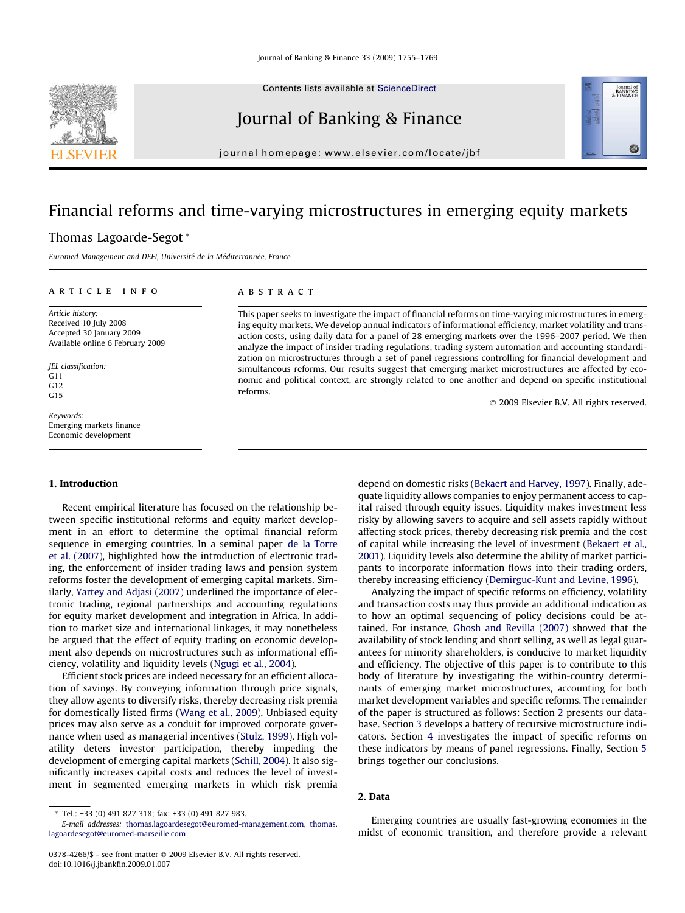# Financial reforms and time-varying microstructures in emerging equity markets

Thomas Lagoarde-Segot *

*Euromed Management and DEFI, Université de la Méditerranée, France*

---

**ARTICLE INFO**

*Article history:*
Received 10 July 2008
Accepted 30 January 2009
Available online 6 February 2009

*JEL classification:*
G11
G12
G15

*Keywords:*
Emerging markets finance
Economic development

---

**ABSTRACT**

This paper seeks to investigate the impact of financial reforms on time-varying microstructures in emerging equity markets. We develop annual indicators of informational efficiency, market volatility and transaction costs, using daily data for a panel of 28 emerging markets over the 1996–2007 period. We then analyze the impact of insider trading regulations, trading system automation and accounting standardization on microstructures through a set of panel regressions controlling for financial development and simultaneous reforms. Our results suggest that emerging market microstructures are affected by economic and political context, are strongly related to one another and depend on specific institutional reforms.

© 2009 Elsevier B.V. All rights reserved.

---

## 1. Introduction

Recent empirical literature has focused on the relationship between specific institutional reforms and equity market development in an effort to understand the optimal financial reform sequence in emerging countries. In a seminal paper de la Torre et al. (2007), highlighted how the introduction of electronic trading, the enforcement of insider trading laws and pension system reforms foster the development of emerging capital markets. Similarly, Yartey and Adjasi (2007) underlined the importance of electronic trading, regional partnerships and accounting regulations for equity market development and integration in Africa. In addition to market size and international linkages, it may nonetheless be argued that the effect of equity trading on economic development also depends on microstructures such as informational efficiency, volatility and liquidity levels (Ngugi et al., 2004).

Efficient stock prices are indeed necessary for an efficient allocation of savings. By conveying information through price signals, they allow agents to diversify risks, thereby decreasing risk premia for domestically listed firms (Wang et al., 2009). Unbiased equity prices may also serve as a conduit for improved corporate governance when used as managerial incentives (Stulz, 1999). High volatility deters investor participation, thereby impeding the development of emerging capital markets (Schill, 2004). It also significantly increases capital costs and reduces the level of investment in segmented emerging markets in which risk premia depend on domestic risks (Bekaert and Harvey, 1997). Finally, adequate liquidity allows companies to enjoy permanent access to capital raised through equity issues. Liquidity makes investment less risky by allowing savers to acquire and sell assets rapidly without affecting stock prices, thereby decreasing risk premia and the cost of capital while increasing the level of investment (Bekaert et al., 2001). Liquidity levels also determine the ability of market participants to incorporate information flows into their trading orders, thereby increasing efficiency (Demirguc-Kunt and Levine, 1996).

Analyzing the impact of specific reforms on efficiency, volatility and transaction costs may thus provide an additional indication as to how an optimal sequencing of policy decisions could be attained. For instance, Ghosh and Revilla (2007) showed that the availability of stock lending and short selling, as well as legal guarantees for minority shareholders, is conducive to market liquidity and efficiency. The objective of this paper is to contribute to this body of literature by investigating the within-country determinants of emerging market microstructures, accounting for both market development variables and specific reforms. The remainder of the paper is structured as follows: Section 2 presents our database. Section 3 develops a battery of recursive microstructure indicators. Section 4 investigates the impact of specific reforms on these indicators by means of panel regressions. Finally, Section 5 brings together our conclusions.

## 2. Data

Emerging countries are usually fast-growing economies in the midst of economic transition, and therefore provide a relevant

---

* Tel.: +33 (0) 491 827 318; fax: +33 (0) 491 827 983.
*E-mail addresses:* thomas.lagoardesegot@euromed-management.com, thomas.lagoardesegot@euromed-marseille.com

0378-4266/$ - see front matter © 2009 Elsevier B.V. All rights reserved.
doi:10.1016/j.jbankfin.2009.01.007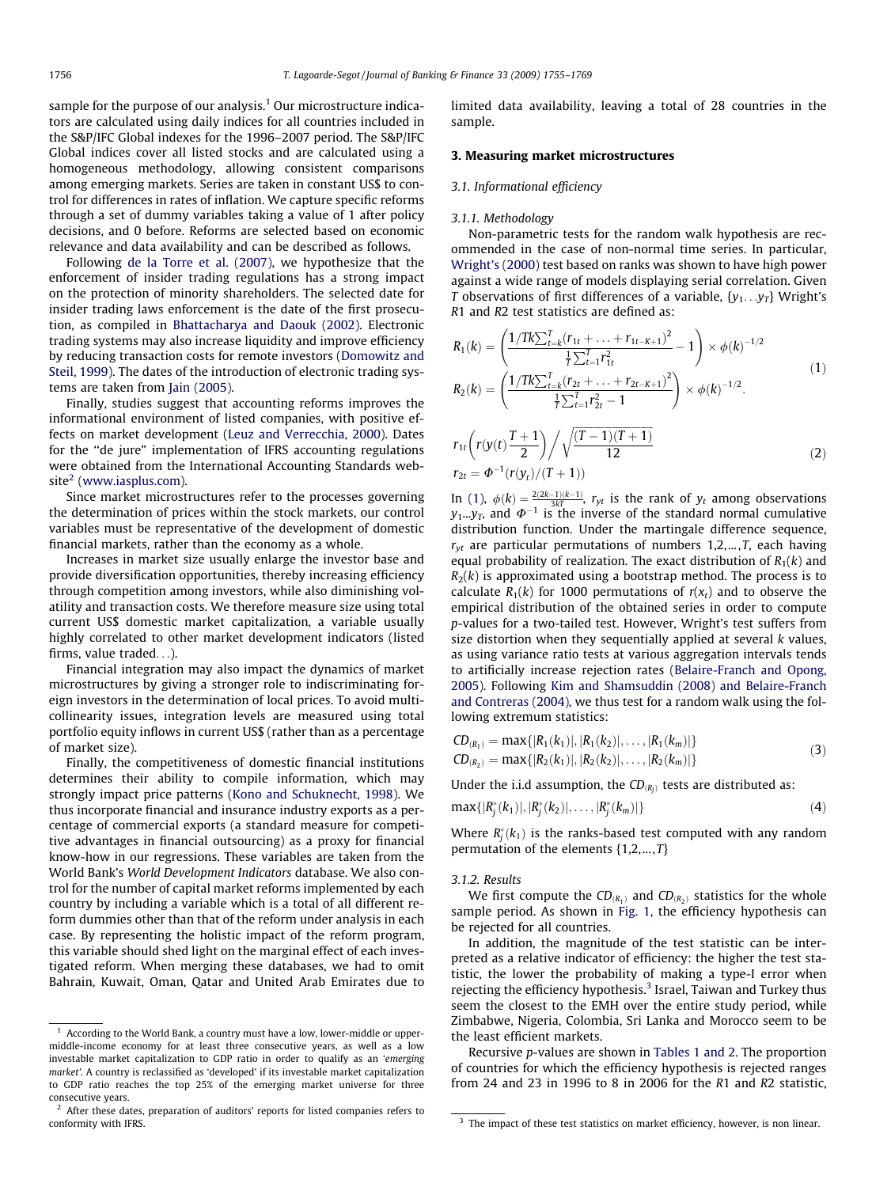sample for the purpose of our analysis.[1] Our microstructure indicators are calculated using daily indices for all countries included in the S&P/IFC Global indexes for the 1996–2007 period. The S&P/IFC Global indices cover all listed stocks and are calculated using a homogeneous methodology, allowing consistent comparisons among emerging markets. Series are taken in constant US$ to control for differences in rates of inflation. We capture specific reforms through a set of dummy variables taking a value of 1 after policy decisions, and 0 before. Reforms are selected based on economic relevance and data availability and can be described as follows.

Following de la Torre et al. (2007), we hypothesize that the enforcement of insider trading regulations has a strong impact on the protection of minority shareholders. The selected date for insider trading laws enforcement is the date of the first prosecution, as compiled in Bhattacharya and Daouk (2002). Electronic trading systems may also increase liquidity and improve efficiency by reducing transaction costs for remote investors (Domowitz and Steil, 1999). The dates of the introduction of electronic trading systems are taken from Jain (2005).

Finally, studies suggest that accounting reforms improves the informational environment of listed companies, with positive effects on market development (Leuz and Verrecchia, 2000). Dates for the "de jure" implementation of IFRS accounting regulations were obtained from the International Accounting Standards website[2] (www.iasplus.com).

Since market microstructures refer to the processes governing the determination of prices within the stock markets, our control variables must be representative of the development of domestic financial markets, rather than the economy as a whole.

Increases in market size usually enlarge the investor base and provide diversification opportunities, thereby increasing efficiency through competition among investors, while also diminishing volatility and transaction costs. We therefore measure size using total current US$ domestic market capitalization, a variable usually highly correlated to other market development indicators (listed firms, value traded...).

Financial integration may also impact the dynamics of market microstructures by giving a stronger role to indiscriminating foreign investors in the determination of local prices. To avoid multicollinearity issues, integration levels are measured using total portfolio equity inflows in current US$ (rather than as a percentage of market size).

Finally, the competitiveness of domestic financial institutions determines their ability to compile information, which may strongly impact price patterns (Kono and Schuknecht, 1998). We thus incorporate financial and insurance industry exports as a percentage of commercial exports (a standard measure for competitive advantages in financial outsourcing) as a proxy for financial know-how in our regressions. These variables are taken from the World Bank's *World Development Indicators* database. We also control for the number of capital market reforms implemented by each country by including a variable which is a total of all different reform dummies other than that of the reform under analysis in each case. By representing the holistic impact of the reform program, this variable should shed light on the marginal effect of each investigated reform. When merging these databases, we had to omit Bahrain, Kuwait, Oman, Qatar and United Arab Emirates due to limited data availability, leaving a total of 28 countries in the sample.

## 3. Measuring market microstructures

### 3.1. Informational efficiency

#### 3.1.1. Methodology

Non-parametric tests for the random walk hypothesis are recommended in the case of non-normal time series. In particular, Wright's (2000) test based on ranks was shown to have high power against a wide range of models displaying serial correlation. Given $T$ observations of first differences of a variable, $\{y_1 \ldots y_T\}$ Wright's $R1$ and $R2$ test statistics are defined as:

$$R_1(k) = \left( \frac{1/Tk\sum_{t=k}^{T}(r_{1t} + \ldots + r_{1t-K+1})^2}{\frac{1}{T}\sum_{t=1}^{T} r_{1t}^2} - 1 \right) \times \phi(k)^{-1/2}$$
$$R_2(k) = \left( \frac{1/Tk\sum_{t=k}^{T}(r_{2t} + \ldots + r_{2t-K+1})^2}{\frac{1}{T}\sum_{t=1}^{T} r_{2t}^2 - 1} \right) \times \phi(k)^{-1/2}. \tag{1}$$

$$r_{1t}\left(r(y(t)\frac{T+1}{2}\right) \Big/ \sqrt{\frac{(T-1)(T+1)}{12}}$$
$$r_{2t} = \Phi^{-1}(r(y_t)/(T+1)) \tag{2}$$

In (1), $\phi(k) = \frac{2(2k-1)(k-1)}{3kT}$, $r_{yt}$ is the rank of $y_t$ among observations $y_1 \ldots y_T$, and $\Phi^{-1}$ is the inverse of the standard normal cumulative distribution function. Under the martingale difference sequence, $r_{yt}$ are particular permutations of numbers $1, 2, \ldots, T$, each having equal probability of realization. The exact distribution of $R_1(k)$ and $R_2(k)$ is approximated using a bootstrap method. The process is to calculate $R_1(k)$ for 1000 permutations of $r(x_t)$ and to observe the empirical distribution of the obtained series in order to compute $p$-values for a two-tailed test. However, Wright's test suffers from size distortion when they sequentially applied at several $k$ values, as using variance ratio tests at various aggregation intervals tends to artificially increase rejection rates (Belaire-Franch and Opong, 2005). Following Kim and Shamsuddin (2008) and Belaire-Franch and Contreras (2004), we thus test for a random walk using the following extremum statistics:

$$CD_{(R_1)} = \max\{|R_1(k_1)|, |R_1(k_2)|, \ldots, |R_1(k_m)|\}$$
$$CD_{(R_2)} = \max\{|R_2(k_1)|, |R_2(k_2)|, \ldots, |R_2(k_m)|\} \tag{3}$$

Under the i.i.d assumption, the $CD_{(R_j)}$ tests are distributed as:

$$\max\{|R_j^*(k_1)|, |R_j^*(k_2)|, \ldots, |R_j^*(k_m)|\} \tag{4}$$

Where $R_j^*(k_1)$ is the ranks-based test computed with any random permutation of the elements $\{1, 2, \ldots, T\}$

#### 3.1.2. Results

We first compute the $CD_{(R_1)}$ and $CD_{(R_2)}$ statistics for the whole sample period. As shown in Fig. 1, the efficiency hypothesis can be rejected for all countries.

In addition, the magnitude of the test statistic can be interpreted as a relative indicator of efficiency: the higher the test statistic, the lower the probability of making a type-I error when rejecting the efficiency hypothesis.[3] Israel, Taiwan and Turkey thus seem the closest to the EMH over the entire study period, while Zimbabwe, Nigeria, Colombia, Sri Lanka and Morocco seem to be the least efficient markets.

Recursive $p$-values are shown in Tables 1 and 2. The proportion of countries for which the efficiency hypothesis is rejected ranges from 24 and 23 in 1996 to 8 in 2006 for the $R1$ and $R2$ statistic,

---

[1] According to the World Bank, a country must have a low, lower-middle or upper-middle-income economy for at least three consecutive years, as well as a low investable market capitalization to GDP ratio in order to qualify as an '*emerging market*'. A country is reclassified as 'developed' if its investable market capitalization to GDP ratio reaches the top 25% of the emerging market universe for three consecutive years.

[2] After these dates, preparation of auditors' reports for listed companies refers to conformity with IFRS.

[3] The impact of these test statistics on market efficiency, however, is non linear.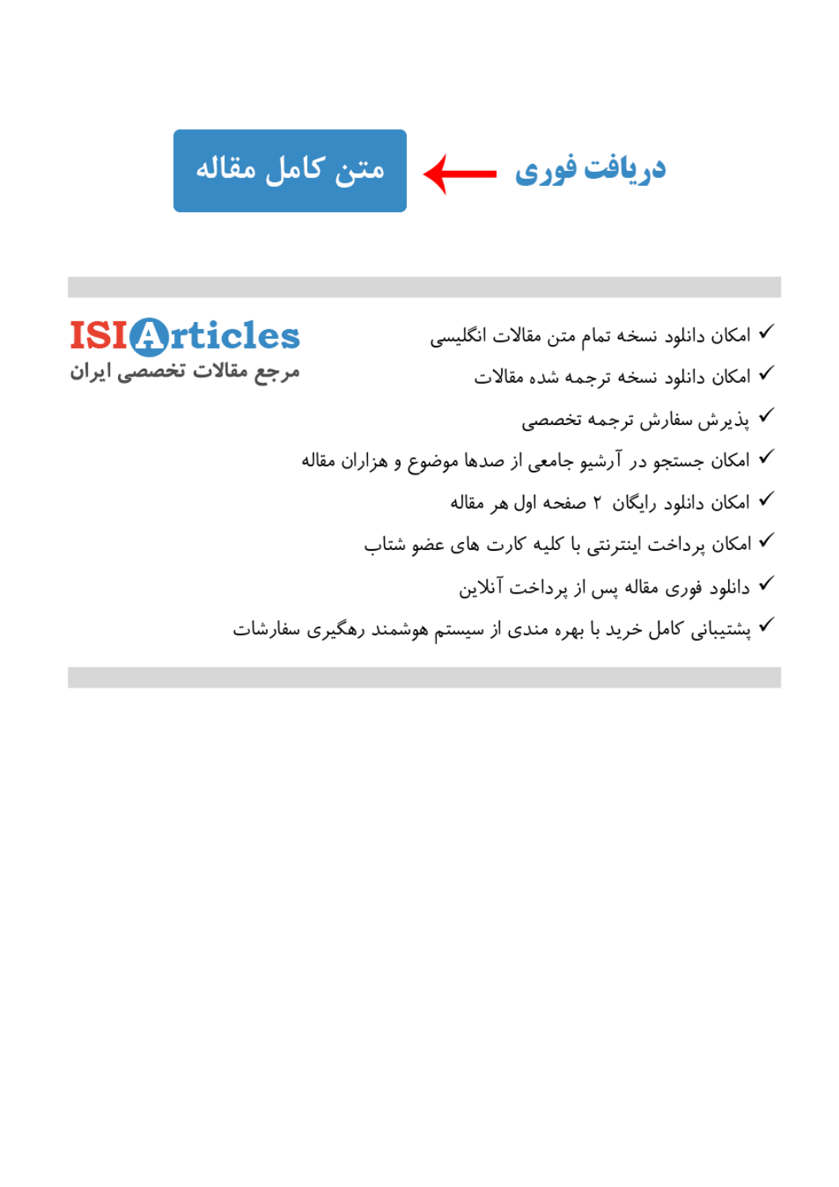دریافت فوری ← متن کامل مقاله

**ISIArticles**

مرجع مقالات تخصصی ایران

- ✓ امکان دانلود نسخه تمام متن مقالات انگلیسی
- ✓ امکان دانلود نسخه ترجمه شده مقالات
- ✓ پذیرش سفارش ترجمه تخصصی
- ✓ امکان جستجو در آرشیو جامعی از صدها موضوع و هزاران مقاله
- ✓ امکان دانلود رایگان ۲ صفحه اول هر مقاله
- ✓ امکان پرداخت اینترنتی با کلیه کارت های عضو شتاب
- ✓ دانلود فوری مقاله پس از پرداخت آنلاین
- ✓ پشتیبانی کامل خرید با بهره مندی از سیستم هوشمند رهگیری سفارشات